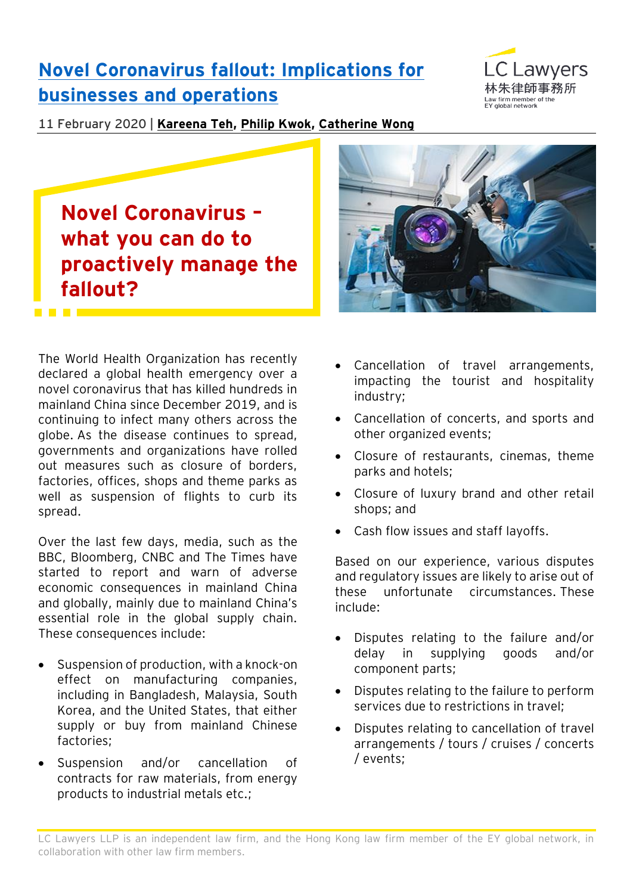# Novel Coronavirus fallout: Implications for businesses and operations

LC Lawyers
林朱律師事務所
Law firm member of the EY global network

11 February 2020 | **Kareena Teh, Philip Kwok, Catherine Wong**

## Novel Coronavirus – what you can do to proactively manage the fallout?

The World Health Organization has recently declared a global health emergency over a novel coronavirus that has killed hundreds in mainland China since December 2019, and is continuing to infect many others across the globe. As the disease continues to spread, governments and organizations have rolled out measures such as closure of borders, factories, offices, shops and theme parks as well as suspension of flights to curb its spread.

Over the last few days, media, such as the BBC, Bloomberg, CNBC and The Times have started to report and warn of adverse economic consequences in mainland China and globally, mainly due to mainland China's essential role in the global supply chain. These consequences include:

- Suspension of production, with a knock-on effect on manufacturing companies, including in Bangladesh, Malaysia, South Korea, and the United States, that either supply or buy from mainland Chinese factories;
- Suspension and/or cancellation of contracts for raw materials, from energy products to industrial metals etc.;
- Cancellation of travel arrangements, impacting the tourist and hospitality industry;
- Cancellation of concerts, and sports and other organized events;
- Closure of restaurants, cinemas, theme parks and hotels;
- Closure of luxury brand and other retail shops; and
- Cash flow issues and staff layoffs.

Based on our experience, various disputes and regulatory issues are likely to arise out of these unfortunate circumstances. These include:

- Disputes relating to the failure and/or delay in supplying goods and/or component parts;
- Disputes relating to the failure to perform services due to restrictions in travel;
- Disputes relating to cancellation of travel arrangements / tours / cruises / concerts / events;

LC Lawyers LLP is an independent law firm, and the Hong Kong law firm member of the EY global network, in collaboration with other law firm members.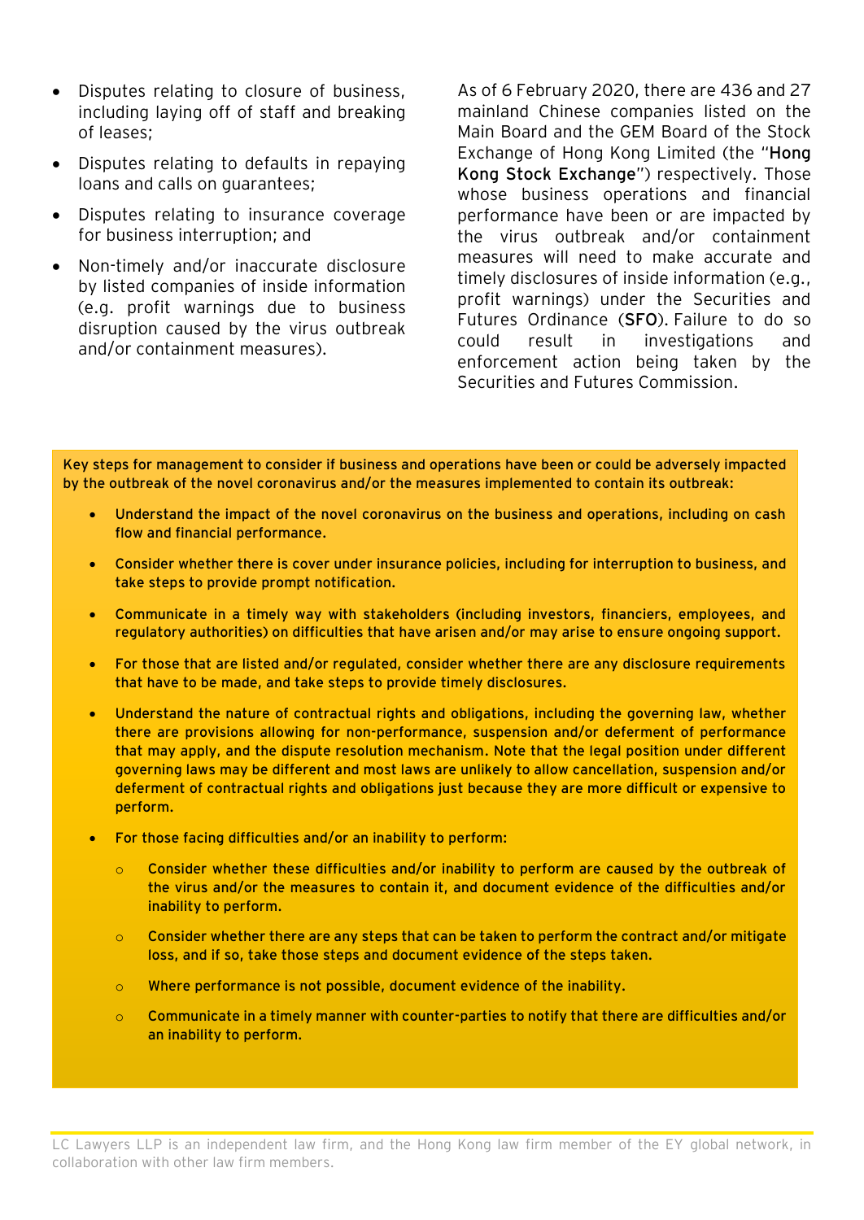- Disputes relating to closure of business, including laying off of staff and breaking of leases;
- Disputes relating to defaults in repaying loans and calls on guarantees;
- Disputes relating to insurance coverage for business interruption; and
- Non-timely and/or inaccurate disclosure by listed companies of inside information (e.g. profit warnings due to business disruption caused by the virus outbreak and/or containment measures).

As of 6 February 2020, there are 436 and 27 mainland Chinese companies listed on the Main Board and the GEM Board of the Stock Exchange of Hong Kong Limited (the "**Hong Kong Stock Exchange**") respectively. Those whose business operations and financial performance have been or are impacted by the virus outbreak and/or containment measures will need to make accurate and timely disclosures of inside information (e.g., profit warnings) under the Securities and Futures Ordinance (**SFO**). Failure to do so could result in investigations and enforcement action being taken by the Securities and Futures Commission.

**Key steps for management to consider if business and operations have been or could be adversely impacted by the outbreak of the novel coronavirus and/or the measures implemented to contain its outbreak:**

- **Understand the impact of the novel coronavirus on the business and operations, including on cash flow and financial performance.**
- **Consider whether there is cover under insurance policies, including for interruption to business, and take steps to provide prompt notification.**
- **Communicate in a timely way with stakeholders (including investors, financiers, employees, and regulatory authorities) on difficulties that have arisen and/or may arise to ensure ongoing support.**
- **For those that are listed and/or regulated, consider whether there are any disclosure requirements that have to be made, and take steps to provide timely disclosures.**
- **Understand the nature of contractual rights and obligations, including the governing law, whether there are provisions allowing for non-performance, suspension and/or deferment of performance that may apply, and the dispute resolution mechanism. Note that the legal position under different governing laws may be different and most laws are unlikely to allow cancellation, suspension and/or deferment of contractual rights and obligations just because they are more difficult or expensive to perform.**
- **For those facing difficulties and/or an inability to perform:**
  - **Consider whether these difficulties and/or inability to perform are caused by the outbreak of the virus and/or the measures to contain it, and document evidence of the difficulties and/or inability to perform.**
  - **Consider whether there are any steps that can be taken to perform the contract and/or mitigate loss, and if so, take those steps and document evidence of the steps taken.**
  - **Where performance is not possible, document evidence of the inability.**
  - **Communicate in a timely manner with counter-parties to notify that there are difficulties and/or an inability to perform.**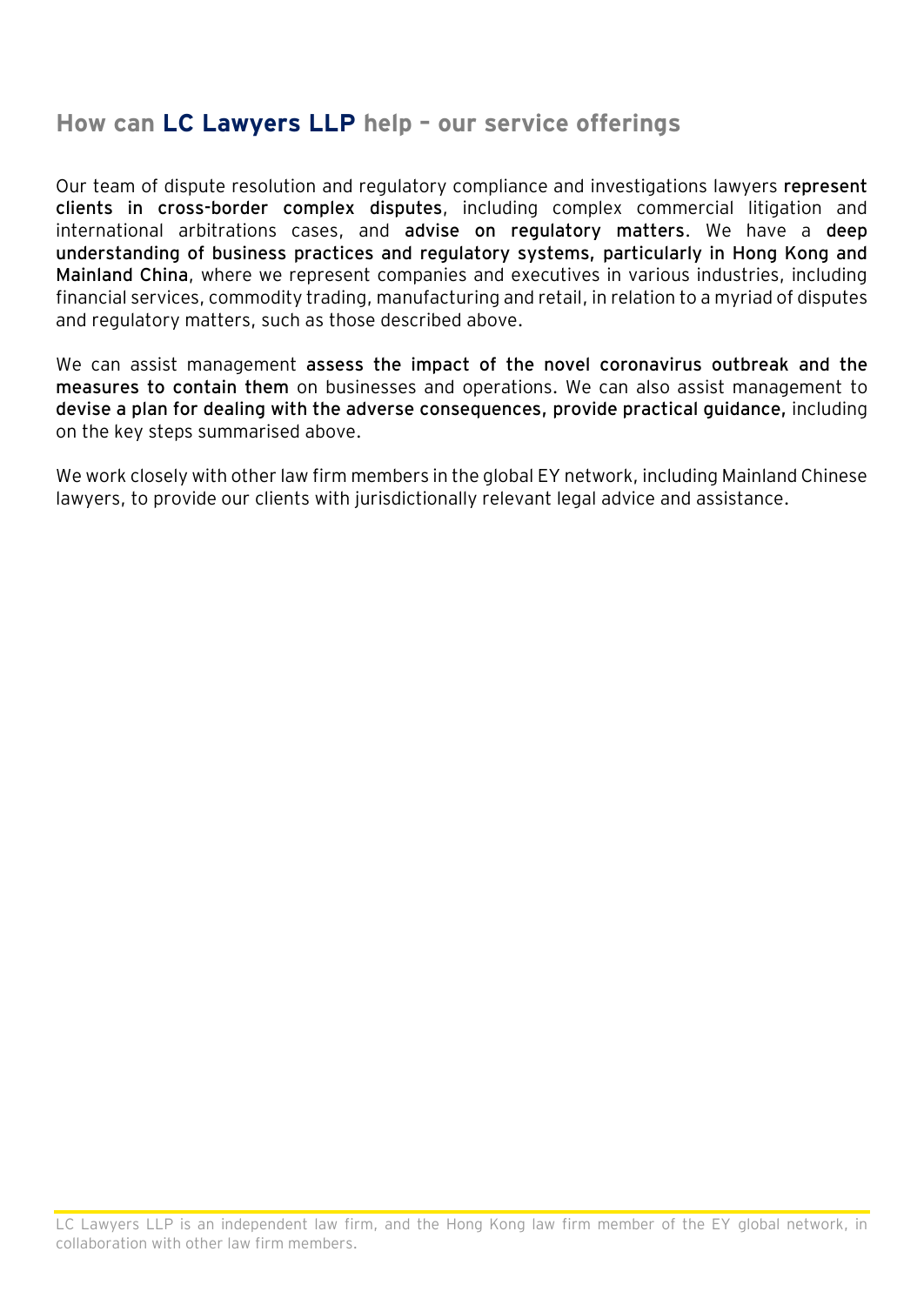## How can **LC Lawyers LLP** help – our service offerings

Our team of dispute resolution and regulatory compliance and investigations lawyers **represent clients in cross-border complex disputes**, including complex commercial litigation and international arbitrations cases, and **advise on regulatory matters**. We have a **deep understanding of business practices and regulatory systems, particularly in Hong Kong and Mainland China**, where we represent companies and executives in various industries, including financial services, commodity trading, manufacturing and retail, in relation to a myriad of disputes and regulatory matters, such as those described above.

We can assist management **assess the impact of the novel coronavirus outbreak and the measures to contain them** on businesses and operations. We can also assist management to **devise a plan for dealing with the adverse consequences, provide practical guidance,** including on the key steps summarised above.

We work closely with other law firm members in the global EY network, including Mainland Chinese lawyers, to provide our clients with jurisdictionally relevant legal advice and assistance.

LC Lawyers LLP is an independent law firm, and the Hong Kong law firm member of the EY global network, in collaboration with other law firm members.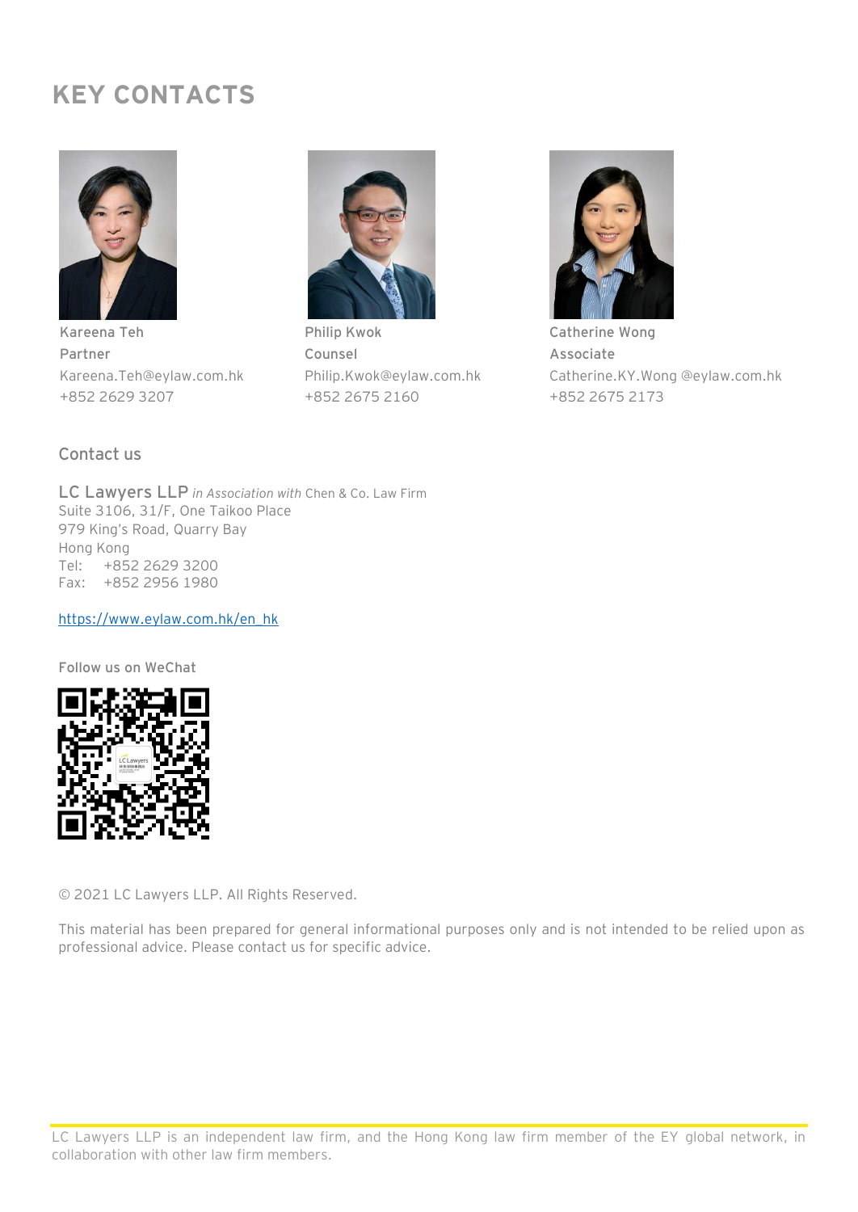# KEY CONTACTS

Kareena Teh
Partner
Kareena.Teh@eylaw.com.hk
+852 2629 3207

Philip Kwok
Counsel
Philip.Kwok@eylaw.com.hk
+852 2675 2160

Catherine Wong
Associate
Catherine.KY.Wong @eylaw.com.hk
+852 2675 2173

## Contact us

LC Lawyers LLP *in Association with* Chen & Co. Law Firm
Suite 3106, 31/F, One Taikoo Place
979 King's Road, Quarry Bay
Hong Kong
Tel: +852 2629 3200
Fax: +852 2956 1980

https://www.eylaw.com.hk/en_hk

Follow us on WeChat

© 2021 LC Lawyers LLP. All Rights Reserved.

This material has been prepared for general informational purposes only and is not intended to be relied upon as professional advice. Please contact us for specific advice.

LC Lawyers LLP is an independent law firm, and the Hong Kong law firm member of the EY global network, in collaboration with other law firm members.